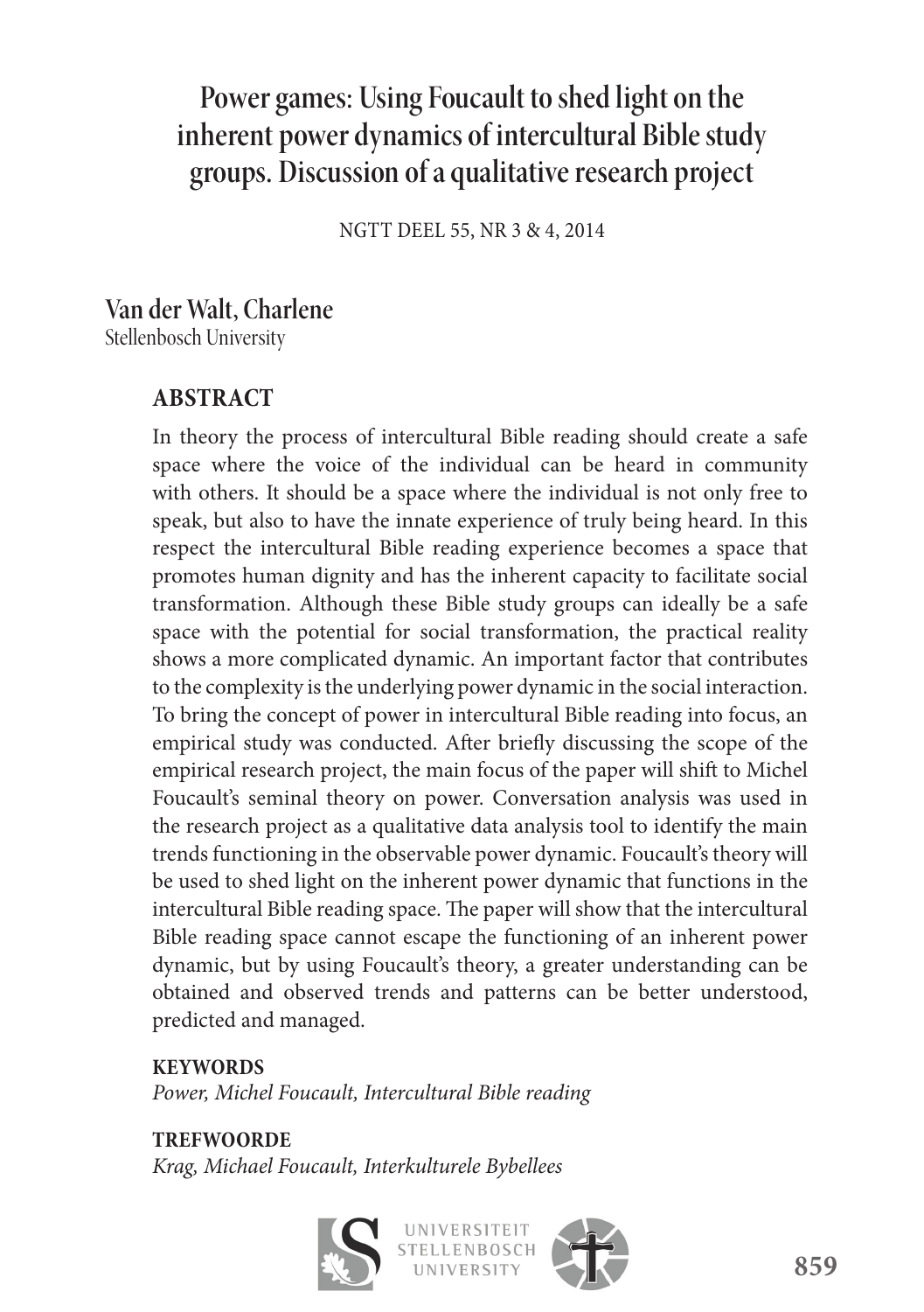# Power games: Using Foucault to shed light on the inherent power dynamics of intercultural Bible study groups. Discussion of a qualitative research project

NGTT DEEL 55, NR 3 & 4, 2014

**Van der Walt, Charlene**
Stellenbosch University

## ABSTRACT

In theory the process of intercultural Bible reading should create a safe space where the voice of the individual can be heard in community with others. It should be a space where the individual is not only free to speak, but also to have the innate experience of truly being heard. In this respect the intercultural Bible reading experience becomes a space that promotes human dignity and has the inherent capacity to facilitate social transformation. Although these Bible study groups can ideally be a safe space with the potential for social transformation, the practical reality shows a more complicated dynamic. An important factor that contributes to the complexity is the underlying power dynamic in the social interaction. To bring the concept of power in intercultural Bible reading into focus, an empirical study was conducted. After briefly discussing the scope of the empirical research project, the main focus of the paper will shift to Michel Foucault's seminal theory on power. Conversation analysis was used in the research project as a qualitative data analysis tool to identify the main trends functioning in the observable power dynamic. Foucault's theory will be used to shed light on the inherent power dynamic that functions in the intercultural Bible reading space. The paper will show that the intercultural Bible reading space cannot escape the functioning of an inherent power dynamic, but by using Foucault's theory, a greater understanding can be obtained and observed trends and patterns can be better understood, predicted and managed.

**KEYWORDS**
*Power, Michel Foucault, Intercultural Bible reading*

**TREFWOORDE**
*Krag, Michael Foucault, Interkulturele Bybellees*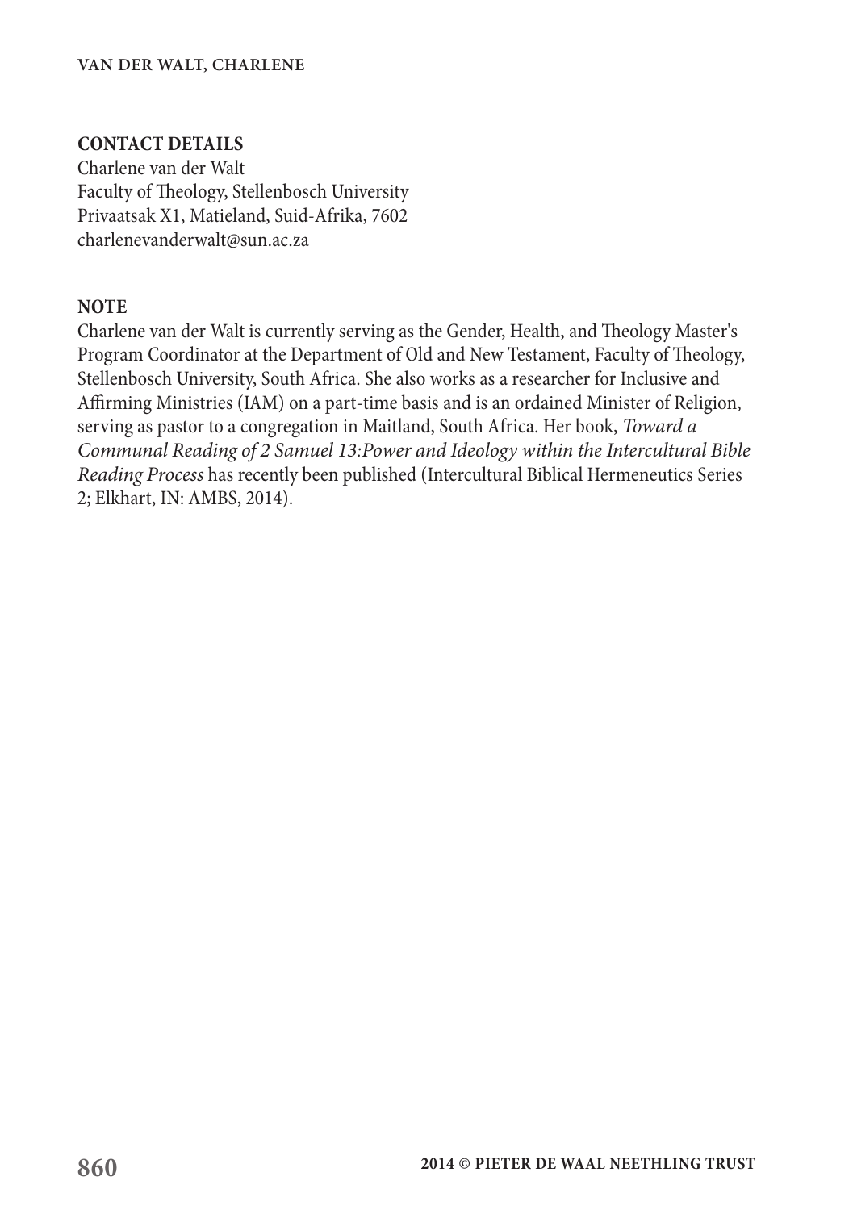**CONTACT DETAILS**

Charlene van der Walt
Faculty of Theology, Stellenbosch University
Privaatsak X1, Matieland, Suid-Afrika, 7602
charlenevanderwalt@sun.ac.za

**NOTE**

Charlene van der Walt is currently serving as the Gender, Health, and Theology Master's Program Coordinator at the Department of Old and New Testament, Faculty of Theology, Stellenbosch University, South Africa. She also works as a researcher for Inclusive and Affirming Ministries (IAM) on a part-time basis and is an ordained Minister of Religion, serving as pastor to a congregation in Maitland, South Africa. Her book, *Toward a Communal Reading of 2 Samuel 13:Power and Ideology within the Intercultural Bible Reading Process* has recently been published (Intercultural Biblical Hermeneutics Series 2; Elkhart, IN: AMBS, 2014).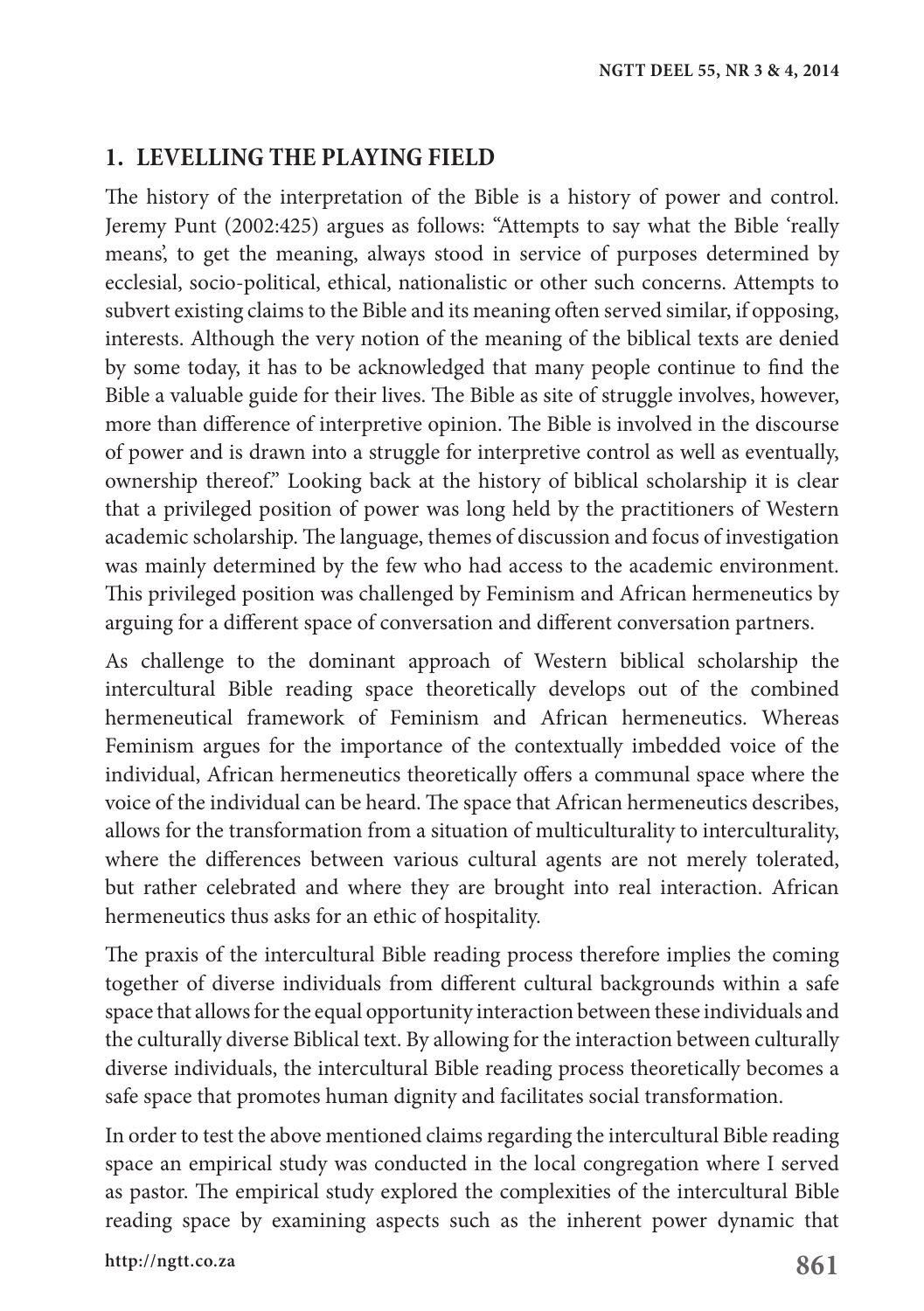## 1. LEVELLING THE PLAYING FIELD

The history of the interpretation of the Bible is a history of power and control. Jeremy Punt (2002:425) argues as follows: "Attempts to say what the Bible 'really means', to get the meaning, always stood in service of purposes determined by ecclesial, socio-political, ethical, nationalistic or other such concerns. Attempts to subvert existing claims to the Bible and its meaning often served similar, if opposing, interests. Although the very notion of the meaning of the biblical texts are denied by some today, it has to be acknowledged that many people continue to find the Bible a valuable guide for their lives. The Bible as site of struggle involves, however, more than difference of interpretive opinion. The Bible is involved in the discourse of power and is drawn into a struggle for interpretive control as well as eventually, ownership thereof." Looking back at the history of biblical scholarship it is clear that a privileged position of power was long held by the practitioners of Western academic scholarship. The language, themes of discussion and focus of investigation was mainly determined by the few who had access to the academic environment. This privileged position was challenged by Feminism and African hermeneutics by arguing for a different space of conversation and different conversation partners.

As challenge to the dominant approach of Western biblical scholarship the intercultural Bible reading space theoretically develops out of the combined hermeneutical framework of Feminism and African hermeneutics. Whereas Feminism argues for the importance of the contextually imbedded voice of the individual, African hermeneutics theoretically offers a communal space where the voice of the individual can be heard. The space that African hermeneutics describes, allows for the transformation from a situation of multiculturality to interculturality, where the differences between various cultural agents are not merely tolerated, but rather celebrated and where they are brought into real interaction. African hermeneutics thus asks for an ethic of hospitality.

The praxis of the intercultural Bible reading process therefore implies the coming together of diverse individuals from different cultural backgrounds within a safe space that allows for the equal opportunity interaction between these individuals and the culturally diverse Biblical text. By allowing for the interaction between culturally diverse individuals, the intercultural Bible reading process theoretically becomes a safe space that promotes human dignity and facilitates social transformation.

In order to test the above mentioned claims regarding the intercultural Bible reading space an empirical study was conducted in the local congregation where I served as pastor. The empirical study explored the complexities of the intercultural Bible reading space by examining aspects such as the inherent power dynamic that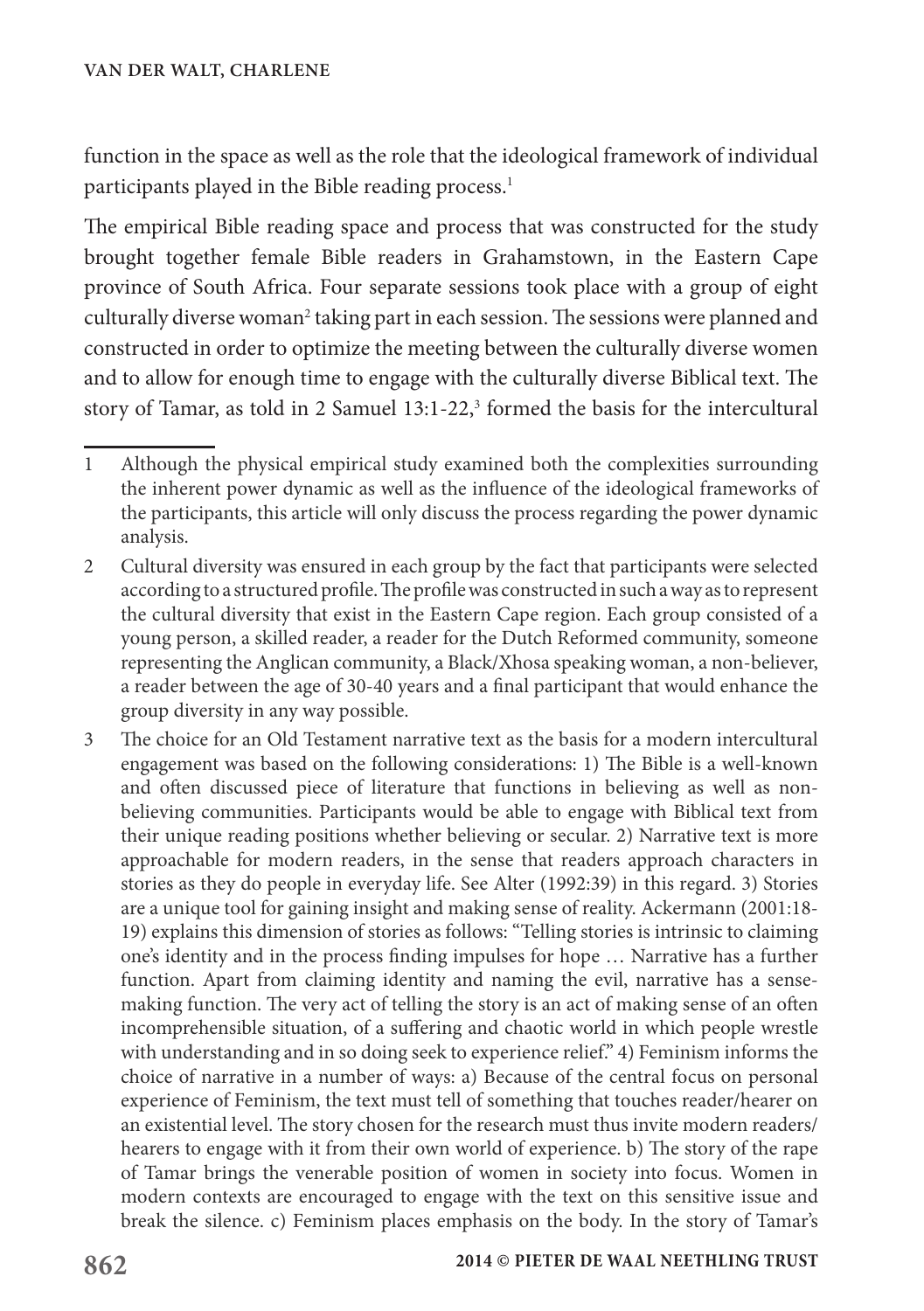function in the space as well as the role that the ideological framework of individual participants played in the Bible reading process.[1]

The empirical Bible reading space and process that was constructed for the study brought together female Bible readers in Grahamstown, in the Eastern Cape province of South Africa. Four separate sessions took place with a group of eight culturally diverse woman[2] taking part in each session. The sessions were planned and constructed in order to optimize the meeting between the culturally diverse women and to allow for enough time to engage with the culturally diverse Biblical text. The story of Tamar, as told in 2 Samuel 13:1-22,[3] formed the basis for the intercultural

---

1 Although the physical empirical study examined both the complexities surrounding the inherent power dynamic as well as the influence of the ideological frameworks of the participants, this article will only discuss the process regarding the power dynamic analysis.

2 Cultural diversity was ensured in each group by the fact that participants were selected according to a structured profile. The profile was constructed in such a way as to represent the cultural diversity that exist in the Eastern Cape region. Each group consisted of a young person, a skilled reader, a reader for the Dutch Reformed community, someone representing the Anglican community, a Black/Xhosa speaking woman, a non-believer, a reader between the age of 30-40 years and a final participant that would enhance the group diversity in any way possible.

3 The choice for an Old Testament narrative text as the basis for a modern intercultural engagement was based on the following considerations: 1) The Bible is a well-known and often discussed piece of literature that functions in believing as well as non-believing communities. Participants would be able to engage with Biblical text from their unique reading positions whether believing or secular. 2) Narrative text is more approachable for modern readers, in the sense that readers approach characters in stories as they do people in everyday life. See Alter (1992:39) in this regard. 3) Stories are a unique tool for gaining insight and making sense of reality. Ackermann (2001:18-19) explains this dimension of stories as follows: "Telling stories is intrinsic to claiming one's identity and in the process finding impulses for hope … Narrative has a further function. Apart from claiming identity and naming the evil, narrative has a sense-making function. The very act of telling the story is an act of making sense of an often incomprehensible situation, of a suffering and chaotic world in which people wrestle with understanding and in so doing seek to experience relief." 4) Feminism informs the choice of narrative in a number of ways: a) Because of the central focus on personal experience of Feminism, the text must tell of something that touches reader/hearer on an existential level. The story chosen for the research must thus invite modern readers/hearers to engage with it from their own world of experience. b) The story of the rape of Tamar brings the venerable position of women in society into focus. Women in modern contexts are encouraged to engage with the text on this sensitive issue and break the silence. c) Feminism places emphasis on the body. In the story of Tamar's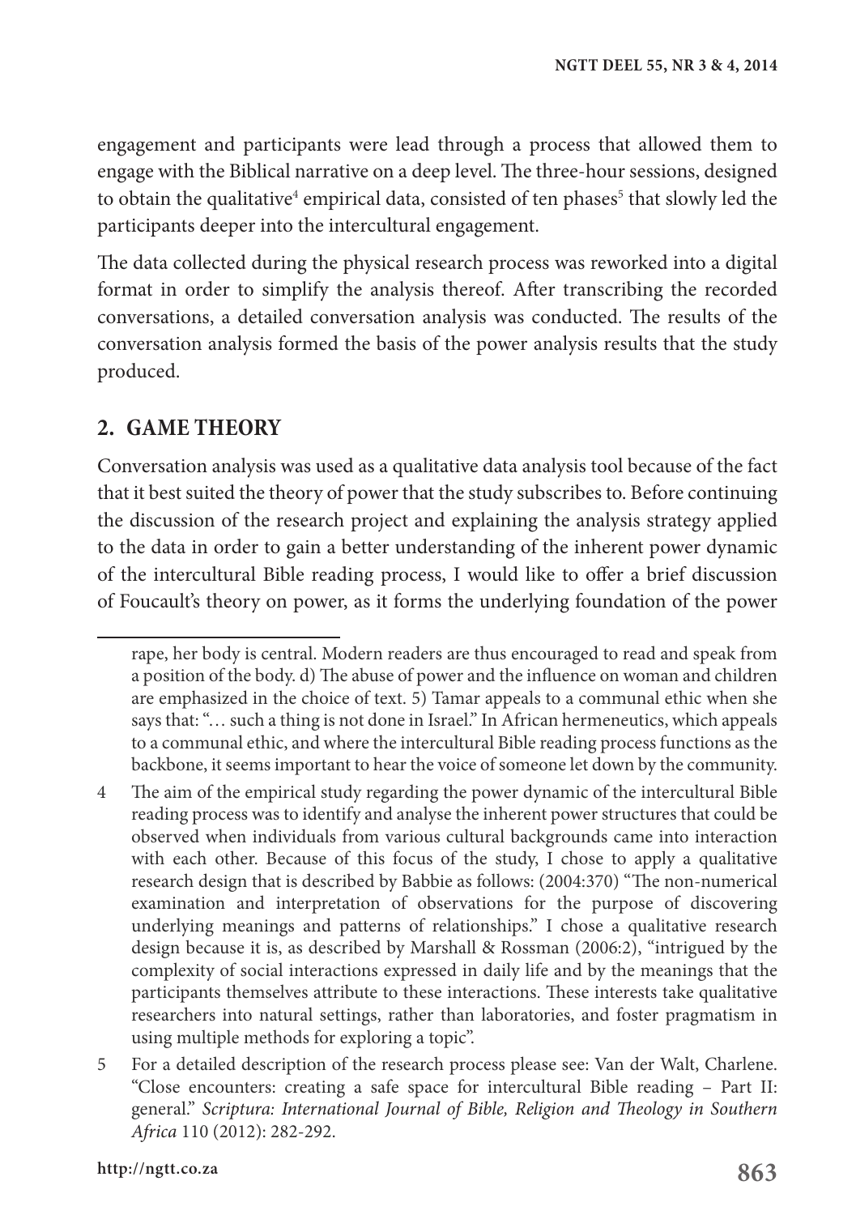engagement and participants were lead through a process that allowed them to engage with the Biblical narrative on a deep level. The three-hour sessions, designed to obtain the qualitative[4] empirical data, consisted of ten phases[5] that slowly led the participants deeper into the intercultural engagement.

The data collected during the physical research process was reworked into a digital format in order to simplify the analysis thereof. After transcribing the recorded conversations, a detailed conversation analysis was conducted. The results of the conversation analysis formed the basis of the power analysis results that the study produced.

## 2. GAME THEORY

Conversation analysis was used as a qualitative data analysis tool because of the fact that it best suited the theory of power that the study subscribes to. Before continuing the discussion of the research project and explaining the analysis strategy applied to the data in order to gain a better understanding of the inherent power dynamic of the intercultural Bible reading process, I would like to offer a brief discussion of Foucault's theory on power, as it forms the underlying foundation of the power

---

rape, her body is central. Modern readers are thus encouraged to read and speak from a position of the body. d) The abuse of power and the influence on woman and children are emphasized in the choice of text. 5) Tamar appeals to a communal ethic when she says that: "… such a thing is not done in Israel." In African hermeneutics, which appeals to a communal ethic, and where the intercultural Bible reading process functions as the backbone, it seems important to hear the voice of someone let down by the community.

4 The aim of the empirical study regarding the power dynamic of the intercultural Bible reading process was to identify and analyse the inherent power structures that could be observed when individuals from various cultural backgrounds came into interaction with each other. Because of this focus of the study, I chose to apply a qualitative research design that is described by Babbie as follows: (2004:370) "The non-numerical examination and interpretation of observations for the purpose of discovering underlying meanings and patterns of relationships." I chose a qualitative research design because it is, as described by Marshall & Rossman (2006:2), "intrigued by the complexity of social interactions expressed in daily life and by the meanings that the participants themselves attribute to these interactions. These interests take qualitative researchers into natural settings, rather than laboratories, and foster pragmatism in using multiple methods for exploring a topic".

5 For a detailed description of the research process please see: Van der Walt, Charlene. "Close encounters: creating a safe space for intercultural Bible reading – Part II: general." *Scriptura: International Journal of Bible, Religion and Theology in Southern Africa* 110 (2012): 282-292.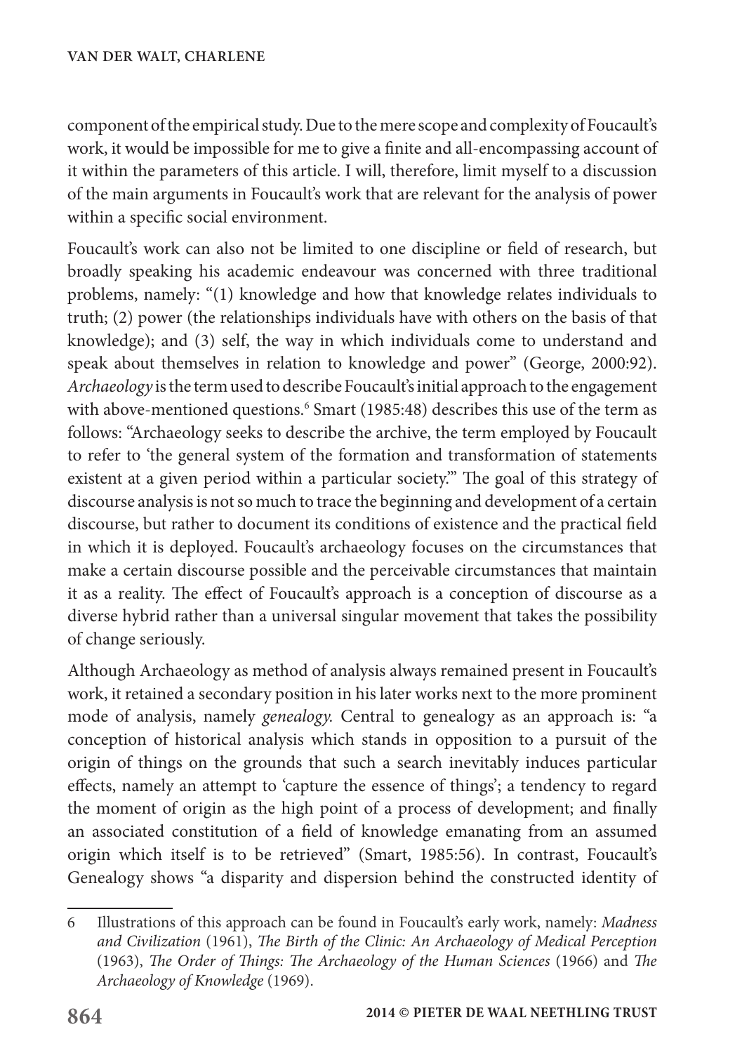component of the empirical study. Due to the mere scope and complexity of Foucault's work, it would be impossible for me to give a finite and all-encompassing account of it within the parameters of this article. I will, therefore, limit myself to a discussion of the main arguments in Foucault's work that are relevant for the analysis of power within a specific social environment.

Foucault's work can also not be limited to one discipline or field of research, but broadly speaking his academic endeavour was concerned with three traditional problems, namely: "(1) knowledge and how that knowledge relates individuals to truth; (2) power (the relationships individuals have with others on the basis of that knowledge); and (3) self, the way in which individuals come to understand and speak about themselves in relation to knowledge and power" (George, 2000:92). *Archaeology* is the term used to describe Foucault's initial approach to the engagement with above-mentioned questions.[6] Smart (1985:48) describes this use of the term as follows: "Archaeology seeks to describe the archive, the term employed by Foucault to refer to 'the general system of the formation and transformation of statements existent at a given period within a particular society.'" The goal of this strategy of discourse analysis is not so much to trace the beginning and development of a certain discourse, but rather to document its conditions of existence and the practical field in which it is deployed. Foucault's archaeology focuses on the circumstances that make a certain discourse possible and the perceivable circumstances that maintain it as a reality. The effect of Foucault's approach is a conception of discourse as a diverse hybrid rather than a universal singular movement that takes the possibility of change seriously.

Although Archaeology as method of analysis always remained present in Foucault's work, it retained a secondary position in his later works next to the more prominent mode of analysis, namely *genealogy.* Central to genealogy as an approach is: "a conception of historical analysis which stands in opposition to a pursuit of the origin of things on the grounds that such a search inevitably induces particular effects, namely an attempt to 'capture the essence of things'; a tendency to regard the moment of origin as the high point of a process of development; and finally an associated constitution of a field of knowledge emanating from an assumed origin which itself is to be retrieved" (Smart, 1985:56). In contrast, Foucault's Genealogy shows "a disparity and dispersion behind the constructed identity of

---

6 Illustrations of this approach can be found in Foucault's early work, namely: *Madness and Civilization* (1961), *The Birth of the Clinic: An Archaeology of Medical Perception* (1963), *The Order of Things: The Archaeology of the Human Sciences* (1966) and *The Archaeology of Knowledge* (1969).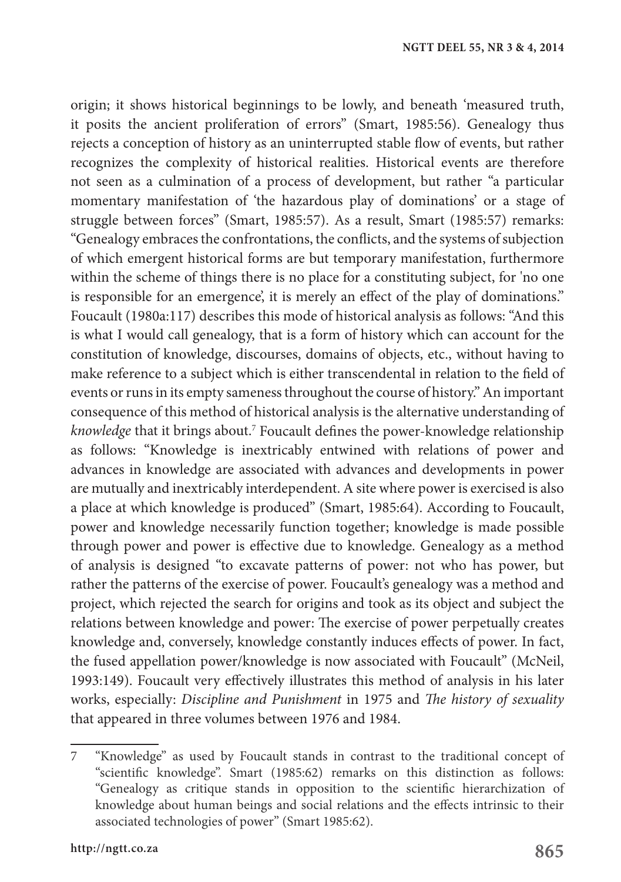origin; it shows historical beginnings to be lowly, and beneath 'measured truth, it posits the ancient proliferation of errors" (Smart, 1985:56). Genealogy thus rejects a conception of history as an uninterrupted stable flow of events, but rather recognizes the complexity of historical realities. Historical events are therefore not seen as a culmination of a process of development, but rather "a particular momentary manifestation of 'the hazardous play of dominations' or a stage of struggle between forces" (Smart, 1985:57). As a result, Smart (1985:57) remarks: "Genealogy embraces the confrontations, the conflicts, and the systems of subjection of which emergent historical forms are but temporary manifestation, furthermore within the scheme of things there is no place for a constituting subject, for 'no one is responsible for an emergence', it is merely an effect of the play of dominations." Foucault (1980a:117) describes this mode of historical analysis as follows: "And this is what I would call genealogy, that is a form of history which can account for the constitution of knowledge, discourses, domains of objects, etc., without having to make reference to a subject which is either transcendental in relation to the field of events or runs in its empty sameness throughout the course of history." An important consequence of this method of historical analysis is the alternative understanding of *knowledge* that it brings about.[7] Foucault defines the power-knowledge relationship as follows: "Knowledge is inextricably entwined with relations of power and advances in knowledge are associated with advances and developments in power are mutually and inextricably interdependent. A site where power is exercised is also a place at which knowledge is produced" (Smart, 1985:64). According to Foucault, power and knowledge necessarily function together; knowledge is made possible through power and power is effective due to knowledge. Genealogy as a method of analysis is designed "to excavate patterns of power: not who has power, but rather the patterns of the exercise of power. Foucault's genealogy was a method and project, which rejected the search for origins and took as its object and subject the relations between knowledge and power: The exercise of power perpetually creates knowledge and, conversely, knowledge constantly induces effects of power. In fact, the fused appellation power/knowledge is now associated with Foucault" (McNeil, 1993:149). Foucault very effectively illustrates this method of analysis in his later works, especially: *Discipline and Punishment* in 1975 and *The history of sexuality* that appeared in three volumes between 1976 and 1984.

---

7 "Knowledge" as used by Foucault stands in contrast to the traditional concept of "scientific knowledge". Smart (1985:62) remarks on this distinction as follows: "Genealogy as critique stands in opposition to the scientific hierarchization of knowledge about human beings and social relations and the effects intrinsic to their associated technologies of power" (Smart 1985:62).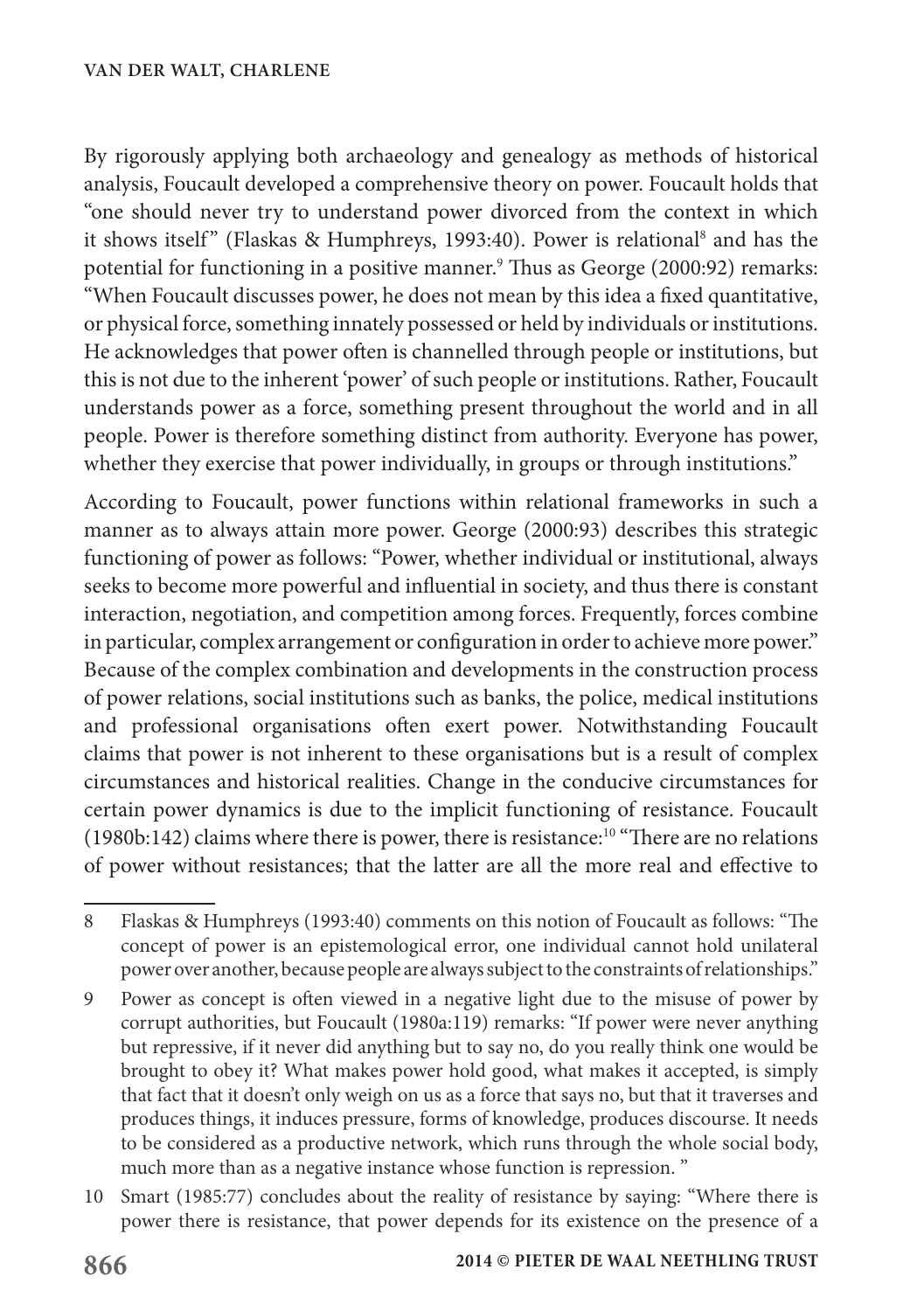By rigorously applying both archaeology and genealogy as methods of historical analysis, Foucault developed a comprehensive theory on power. Foucault holds that "one should never try to understand power divorced from the context in which it shows itself" (Flaskas & Humphreys, 1993:40). Power is relational[8] and has the potential for functioning in a positive manner.[9] Thus as George (2000:92) remarks: "When Foucault discusses power, he does not mean by this idea a fixed quantitative, or physical force, something innately possessed or held by individuals or institutions. He acknowledges that power often is channelled through people or institutions, but this is not due to the inherent 'power' of such people or institutions. Rather, Foucault understands power as a force, something present throughout the world and in all people. Power is therefore something distinct from authority. Everyone has power, whether they exercise that power individually, in groups or through institutions."

According to Foucault, power functions within relational frameworks in such a manner as to always attain more power. George (2000:93) describes this strategic functioning of power as follows: "Power, whether individual or institutional, always seeks to become more powerful and influential in society, and thus there is constant interaction, negotiation, and competition among forces. Frequently, forces combine in particular, complex arrangement or configuration in order to achieve more power." Because of the complex combination and developments in the construction process of power relations, social institutions such as banks, the police, medical institutions and professional organisations often exert power. Notwithstanding Foucault claims that power is not inherent to these organisations but is a result of complex circumstances and historical realities. Change in the conducive circumstances for certain power dynamics is due to the implicit functioning of resistance. Foucault (1980b:142) claims where there is power, there is resistance:[10] "There are no relations of power without resistances; that the latter are all the more real and effective to

---

8 Flaskas & Humphreys (1993:40) comments on this notion of Foucault as follows: "The concept of power is an epistemological error, one individual cannot hold unilateral power over another, because people are always subject to the constraints of relationships."

9 Power as concept is often viewed in a negative light due to the misuse of power by corrupt authorities, but Foucault (1980a:119) remarks: "If power were never anything but repressive, if it never did anything but to say no, do you really think one would be brought to obey it? What makes power hold good, what makes it accepted, is simply that fact that it doesn't only weigh on us as a force that says no, but that it traverses and produces things, it induces pressure, forms of knowledge, produces discourse. It needs to be considered as a productive network, which runs through the whole social body, much more than as a negative instance whose function is repression. "

10 Smart (1985:77) concludes about the reality of resistance by saying: "Where there is power there is resistance, that power depends for its existence on the presence of a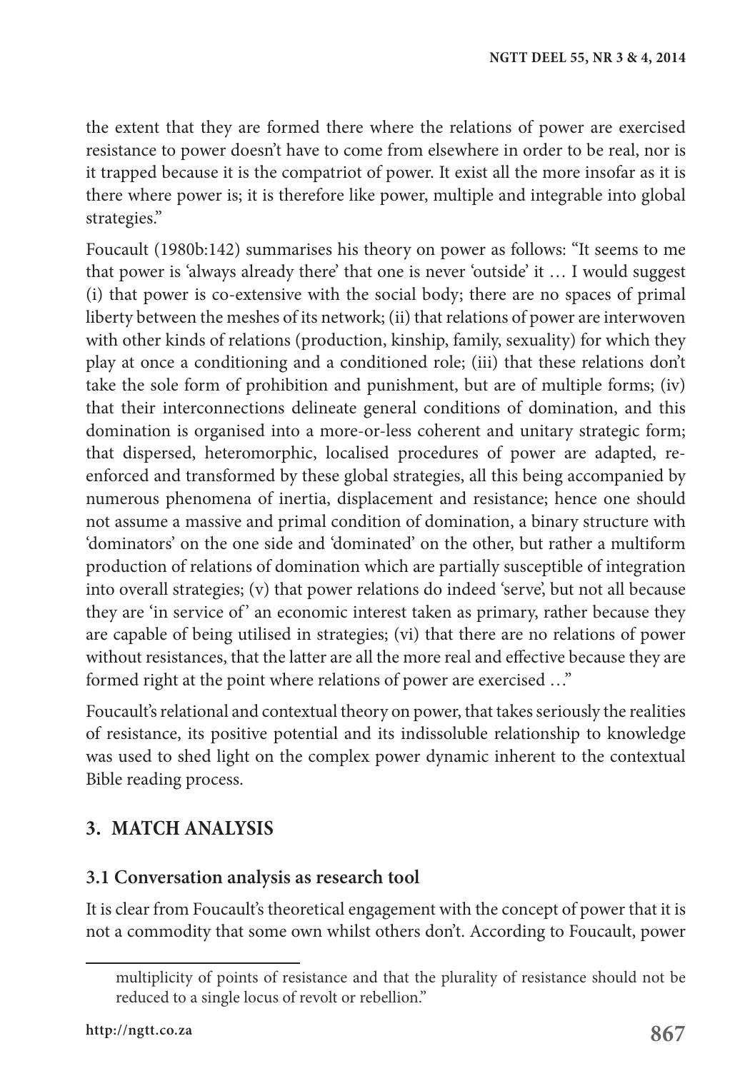the extent that they are formed there where the relations of power are exercised resistance to power doesn't have to come from elsewhere in order to be real, nor is it trapped because it is the compatriot of power. It exist all the more insofar as it is there where power is; it is therefore like power, multiple and integrable into global strategies."

Foucault (1980b:142) summarises his theory on power as follows: "It seems to me that power is 'always already there' that one is never 'outside' it … I would suggest (i) that power is co-extensive with the social body; there are no spaces of primal liberty between the meshes of its network; (ii) that relations of power are interwoven with other kinds of relations (production, kinship, family, sexuality) for which they play at once a conditioning and a conditioned role; (iii) that these relations don't take the sole form of prohibition and punishment, but are of multiple forms; (iv) that their interconnections delineate general conditions of domination, and this domination is organised into a more-or-less coherent and unitary strategic form; that dispersed, heteromorphic, localised procedures of power are adapted, re-enforced and transformed by these global strategies, all this being accompanied by numerous phenomena of inertia, displacement and resistance; hence one should not assume a massive and primal condition of domination, a binary structure with 'dominators' on the one side and 'dominated' on the other, but rather a multiform production of relations of domination which are partially susceptible of integration into overall strategies; (v) that power relations do indeed 'serve', but not all because they are 'in service of' an economic interest taken as primary, rather because they are capable of being utilised in strategies; (vi) that there are no relations of power without resistances, that the latter are all the more real and effective because they are formed right at the point where relations of power are exercised …"

Foucault's relational and contextual theory on power, that takes seriously the realities of resistance, its positive potential and its indissoluble relationship to knowledge was used to shed light on the complex power dynamic inherent to the contextual Bible reading process.

## 3. MATCH ANALYSIS

### 3.1 Conversation analysis as research tool

It is clear from Foucault's theoretical engagement with the concept of power that it is not a commodity that some own whilst others don't. According to Foucault, power

multiplicity of points of resistance and that the plurality of resistance should not be reduced to a single locus of revolt or rebellion."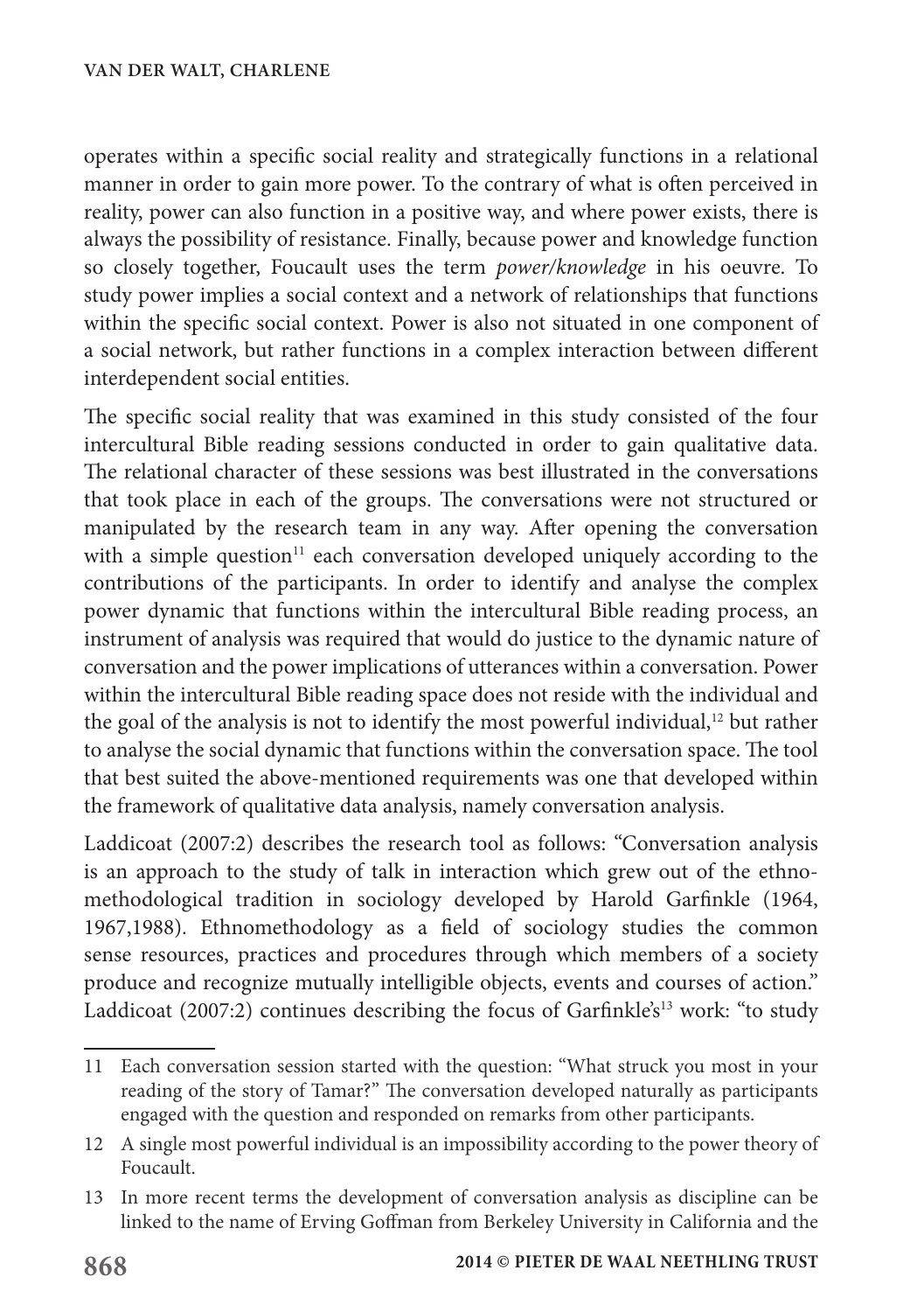operates within a specific social reality and strategically functions in a relational manner in order to gain more power. To the contrary of what is often perceived in reality, power can also function in a positive way, and where power exists, there is always the possibility of resistance. Finally, because power and knowledge function so closely together, Foucault uses the term *power/knowledge* in his oeuvre. To study power implies a social context and a network of relationships that functions within the specific social context. Power is also not situated in one component of a social network, but rather functions in a complex interaction between different interdependent social entities.

The specific social reality that was examined in this study consisted of the four intercultural Bible reading sessions conducted in order to gain qualitative data. The relational character of these sessions was best illustrated in the conversations that took place in each of the groups. The conversations were not structured or manipulated by the research team in any way. After opening the conversation with a simple question[11] each conversation developed uniquely according to the contributions of the participants. In order to identify and analyse the complex power dynamic that functions within the intercultural Bible reading process, an instrument of analysis was required that would do justice to the dynamic nature of conversation and the power implications of utterances within a conversation. Power within the intercultural Bible reading space does not reside with the individual and the goal of the analysis is not to identify the most powerful individual,[12] but rather to analyse the social dynamic that functions within the conversation space. The tool that best suited the above-mentioned requirements was one that developed within the framework of qualitative data analysis, namely conversation analysis.

Laddicoat (2007:2) describes the research tool as follows: "Conversation analysis is an approach to the study of talk in interaction which grew out of the ethnomethodological tradition in sociology developed by Harold Garfinkle (1964, 1967,1988). Ethnomethodology as a field of sociology studies the common sense resources, practices and procedures through which members of a society produce and recognize mutually intelligible objects, events and courses of action." Laddicoat (2007:2) continues describing the focus of Garfinkle's[13] work: "to study

---

11 Each conversation session started with the question: "What struck you most in your reading of the story of Tamar?" The conversation developed naturally as participants engaged with the question and responded on remarks from other participants.

12 A single most powerful individual is an impossibility according to the power theory of Foucault.

13 In more recent terms the development of conversation analysis as discipline can be linked to the name of Erving Goffman from Berkeley University in California and the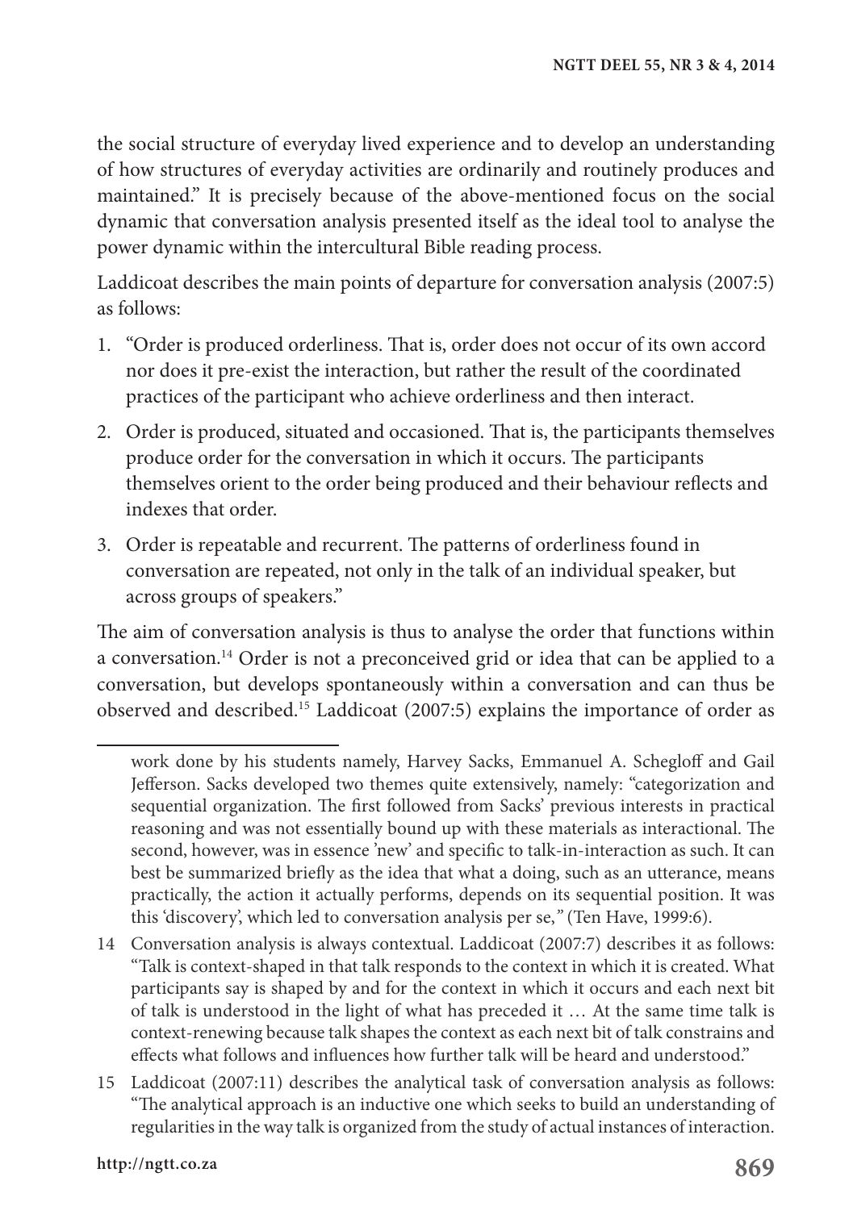the social structure of everyday lived experience and to develop an understanding of how structures of everyday activities are ordinarily and routinely produces and maintained." It is precisely because of the above-mentioned focus on the social dynamic that conversation analysis presented itself as the ideal tool to analyse the power dynamic within the intercultural Bible reading process.

Laddicoat describes the main points of departure for conversation analysis (2007:5) as follows:

1. "Order is produced orderliness. That is, order does not occur of its own accord nor does it pre-exist the interaction, but rather the result of the coordinated practices of the participant who achieve orderliness and then interact.
2. Order is produced, situated and occasioned. That is, the participants themselves produce order for the conversation in which it occurs. The participants themselves orient to the order being produced and their behaviour reflects and indexes that order.
3. Order is repeatable and recurrent. The patterns of orderliness found in conversation are repeated, not only in the talk of an individual speaker, but across groups of speakers."

The aim of conversation analysis is thus to analyse the order that functions within a conversation.[14] Order is not a preconceived grid or idea that can be applied to a conversation, but develops spontaneously within a conversation and can thus be observed and described.[15] Laddicoat (2007:5) explains the importance of order as

---

work done by his students namely, Harvey Sacks, Emmanuel A. Schegloff and Gail Jefferson. Sacks developed two themes quite extensively, namely: "categorization and sequential organization. The first followed from Sacks' previous interests in practical reasoning and was not essentially bound up with these materials as interactional. The second, however, was in essence 'new' and specific to talk-in-interaction as such. It can best be summarized briefly as the idea that what a doing, such as an utterance, means practically, the action it actually performs, depends on its sequential position. It was this 'discovery', which led to conversation analysis per se," (Ten Have, 1999:6).

14 Conversation analysis is always contextual. Laddicoat (2007:7) describes it as follows: "Talk is context-shaped in that talk responds to the context in which it is created. What participants say is shaped by and for the context in which it occurs and each next bit of talk is understood in the light of what has preceded it … At the same time talk is context-renewing because talk shapes the context as each next bit of talk constrains and effects what follows and influences how further talk will be heard and understood."

15 Laddicoat (2007:11) describes the analytical task of conversation analysis as follows: "The analytical approach is an inductive one which seeks to build an understanding of regularities in the way talk is organized from the study of actual instances of interaction.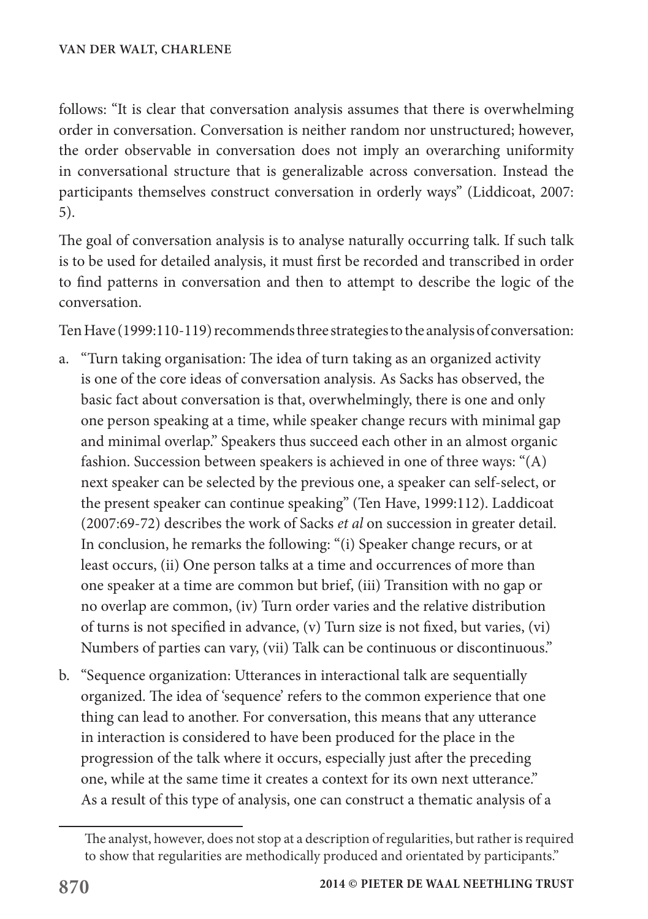follows: "It is clear that conversation analysis assumes that there is overwhelming order in conversation. Conversation is neither random nor unstructured; however, the order observable in conversation does not imply an overarching uniformity in conversational structure that is generalizable across conversation. Instead the participants themselves construct conversation in orderly ways" (Liddicoat, 2007: 5).

The goal of conversation analysis is to analyse naturally occurring talk. If such talk is to be used for detailed analysis, it must first be recorded and transcribed in order to find patterns in conversation and then to attempt to describe the logic of the conversation.

Ten Have (1999:110-119) recommends three strategies to the analysis of conversation:

a. "Turn taking organisation: The idea of turn taking as an organized activity is one of the core ideas of conversation analysis. As Sacks has observed, the basic fact about conversation is that, overwhelmingly, there is one and only one person speaking at a time, while speaker change recurs with minimal gap and minimal overlap." Speakers thus succeed each other in an almost organic fashion. Succession between speakers is achieved in one of three ways: "(A) next speaker can be selected by the previous one, a speaker can self-select, or the present speaker can continue speaking" (Ten Have, 1999:112). Laddicoat (2007:69-72) describes the work of Sacks *et al* on succession in greater detail. In conclusion, he remarks the following: "(i) Speaker change recurs, or at least occurs, (ii) One person talks at a time and occurrences of more than one speaker at a time are common but brief, (iii) Transition with no gap or no overlap are common, (iv) Turn order varies and the relative distribution of turns is not specified in advance, (v) Turn size is not fixed, but varies, (vi) Numbers of parties can vary, (vii) Talk can be continuous or discontinuous."

b. "Sequence organization: Utterances in interactional talk are sequentially organized. The idea of 'sequence' refers to the common experience that one thing can lead to another. For conversation, this means that any utterance in interaction is considered to have been produced for the place in the progression of the talk where it occurs, especially just after the preceding one, while at the same time it creates a context for its own next utterance." As a result of this type of analysis, one can construct a thematic analysis of a

---

The analyst, however, does not stop at a description of regularities, but rather is required to show that regularities are methodically produced and orientated by participants."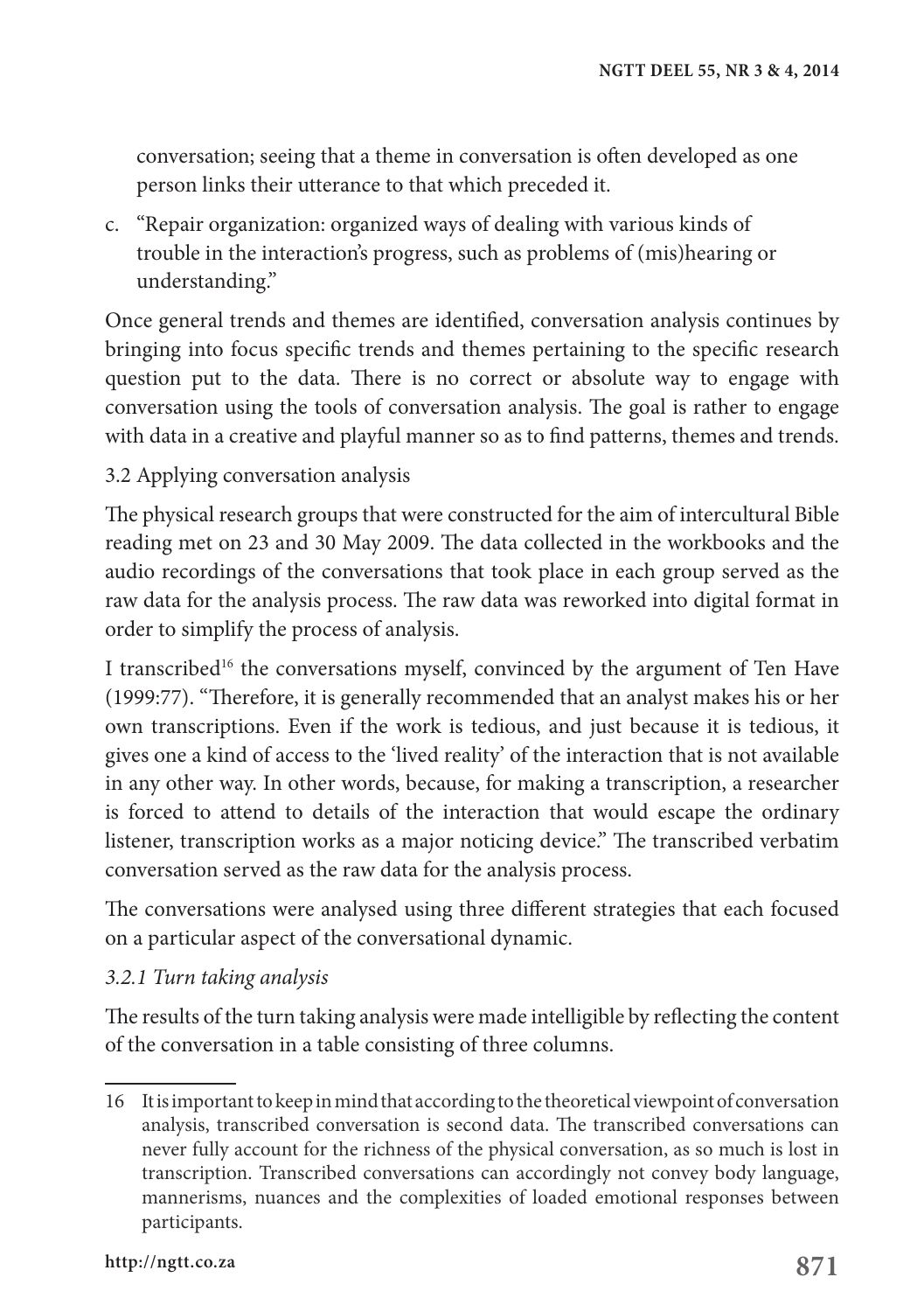conversation; seeing that a theme in conversation is often developed as one person links their utterance to that which preceded it.

c. "Repair organization: organized ways of dealing with various kinds of trouble in the interaction's progress, such as problems of (mis)hearing or understanding."

Once general trends and themes are identified, conversation analysis continues by bringing into focus specific trends and themes pertaining to the specific research question put to the data. There is no correct or absolute way to engage with conversation using the tools of conversation analysis. The goal is rather to engage with data in a creative and playful manner so as to find patterns, themes and trends.

### 3.2 Applying conversation analysis

The physical research groups that were constructed for the aim of intercultural Bible reading met on 23 and 30 May 2009. The data collected in the workbooks and the audio recordings of the conversations that took place in each group served as the raw data for the analysis process. The raw data was reworked into digital format in order to simplify the process of analysis.

I transcribed[16] the conversations myself, convinced by the argument of Ten Have (1999:77). "Therefore, it is generally recommended that an analyst makes his or her own transcriptions. Even if the work is tedious, and just because it is tedious, it gives one a kind of access to the 'lived reality' of the interaction that is not available in any other way. In other words, because, for making a transcription, a researcher is forced to attend to details of the interaction that would escape the ordinary listener, transcription works as a major noticing device." The transcribed verbatim conversation served as the raw data for the analysis process.

The conversations were analysed using three different strategies that each focused on a particular aspect of the conversational dynamic.

#### *3.2.1 Turn taking analysis*

The results of the turn taking analysis were made intelligible by reflecting the content of the conversation in a table consisting of three columns.

---

16 It is important to keep in mind that according to the theoretical viewpoint of conversation analysis, transcribed conversation is second data. The transcribed conversations can never fully account for the richness of the physical conversation, as so much is lost in transcription. Transcribed conversations can accordingly not convey body language, mannerisms, nuances and the complexities of loaded emotional responses between participants.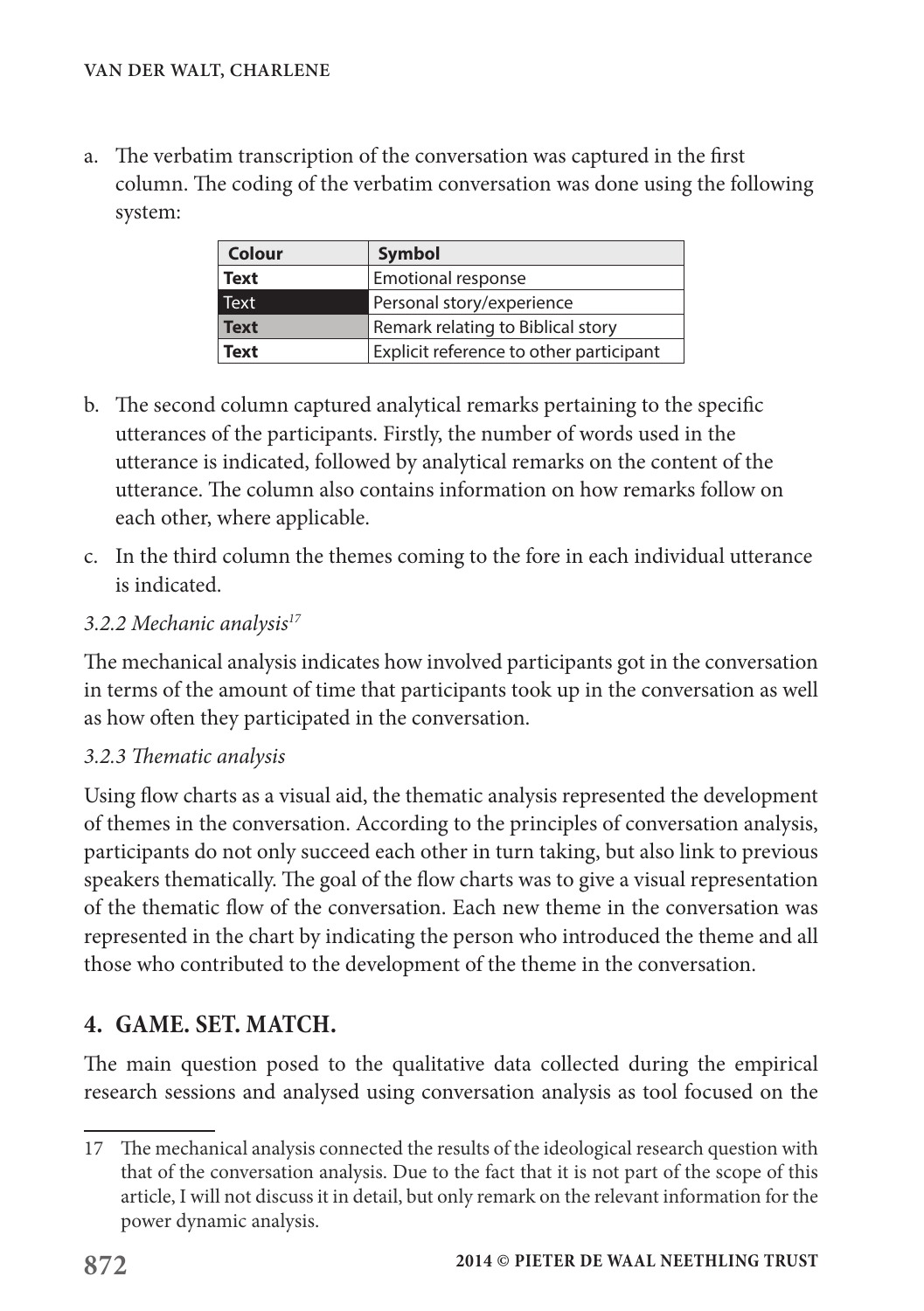a. The verbatim transcription of the conversation was captured in the first column. The coding of the verbatim conversation was done using the following system:

| Colour | Symbol |
| --- | --- |
| **Text** | Emotional response |
| Text | Personal story/experience |
| **Text** | Remark relating to Biblical story |
| **Text** | Explicit reference to other participant |

b. The second column captured analytical remarks pertaining to the specific utterances of the participants. Firstly, the number of words used in the utterance is indicated, followed by analytical remarks on the content of the utterance. The column also contains information on how remarks follow on each other, where applicable.

c. In the third column the themes coming to the fore in each individual utterance is indicated.

### *3.2.2 Mechanic analysis*[17]

The mechanical analysis indicates how involved participants got in the conversation in terms of the amount of time that participants took up in the conversation as well as how often they participated in the conversation.

### *3.2.3 Thematic analysis*

Using flow charts as a visual aid, the thematic analysis represented the development of themes in the conversation. According to the principles of conversation analysis, participants do not only succeed each other in turn taking, but also link to previous speakers thematically. The goal of the flow charts was to give a visual representation of the thematic flow of the conversation. Each new theme in the conversation was represented in the chart by indicating the person who introduced the theme and all those who contributed to the development of the theme in the conversation.

## 4. GAME. SET. MATCH.

The main question posed to the qualitative data collected during the empirical research sessions and analysed using conversation analysis as tool focused on the

---

17 The mechanical analysis connected the results of the ideological research question with that of the conversation analysis. Due to the fact that it is not part of the scope of this article, I will not discuss it in detail, but only remark on the relevant information for the power dynamic analysis.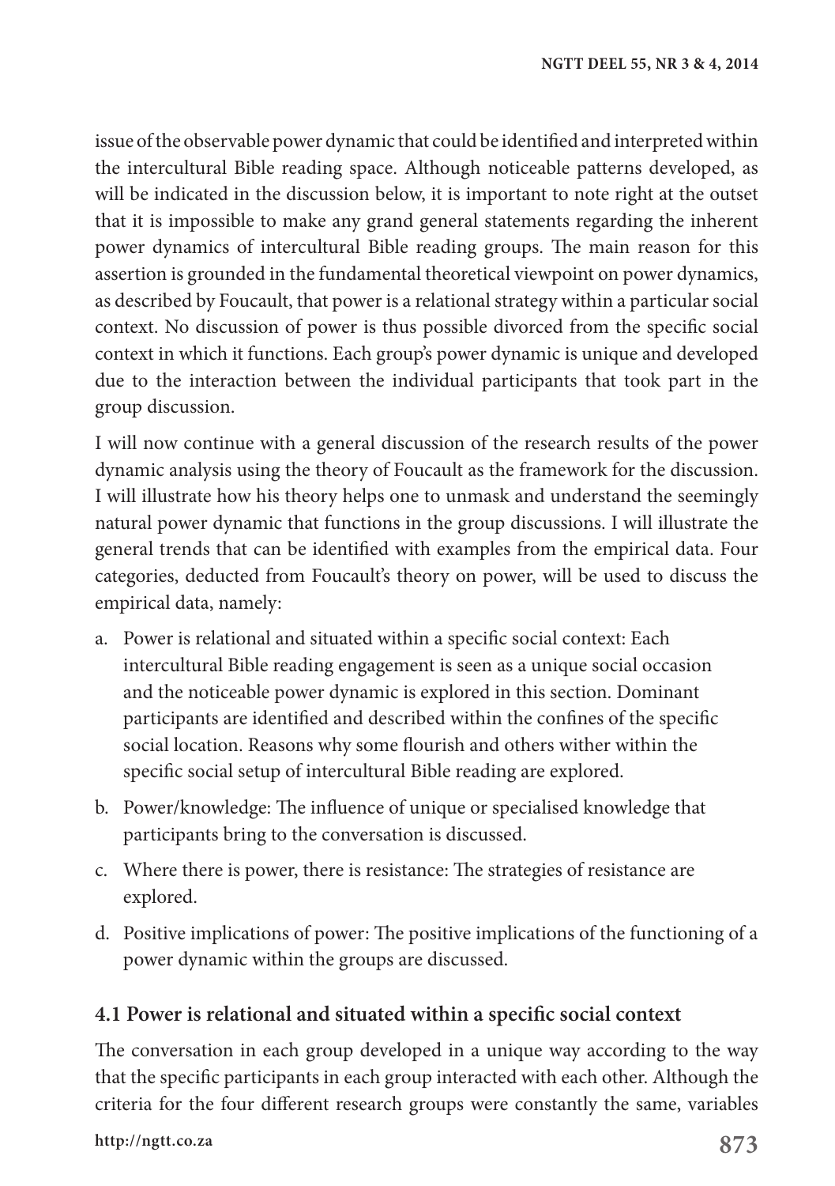issue of the observable power dynamic that could be identified and interpreted within the intercultural Bible reading space. Although noticeable patterns developed, as will be indicated in the discussion below, it is important to note right at the outset that it is impossible to make any grand general statements regarding the inherent power dynamics of intercultural Bible reading groups. The main reason for this assertion is grounded in the fundamental theoretical viewpoint on power dynamics, as described by Foucault, that power is a relational strategy within a particular social context. No discussion of power is thus possible divorced from the specific social context in which it functions. Each group's power dynamic is unique and developed due to the interaction between the individual participants that took part in the group discussion.

I will now continue with a general discussion of the research results of the power dynamic analysis using the theory of Foucault as the framework for the discussion. I will illustrate how his theory helps one to unmask and understand the seemingly natural power dynamic that functions in the group discussions. I will illustrate the general trends that can be identified with examples from the empirical data. Four categories, deducted from Foucault's theory on power, will be used to discuss the empirical data, namely:

a. Power is relational and situated within a specific social context: Each intercultural Bible reading engagement is seen as a unique social occasion and the noticeable power dynamic is explored in this section. Dominant participants are identified and described within the confines of the specific social location. Reasons why some flourish and others wither within the specific social setup of intercultural Bible reading are explored.
b. Power/knowledge: The influence of unique or specialised knowledge that participants bring to the conversation is discussed.
c. Where there is power, there is resistance: The strategies of resistance are explored.
d. Positive implications of power: The positive implications of the functioning of a power dynamic within the groups are discussed.

### 4.1 Power is relational and situated within a specific social context

The conversation in each group developed in a unique way according to the way that the specific participants in each group interacted with each other. Although the criteria for the four different research groups were constantly the same, variables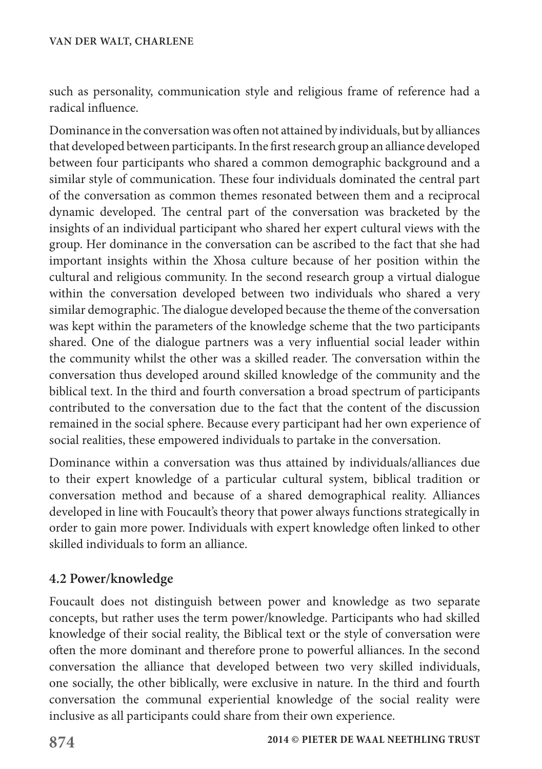such as personality, communication style and religious frame of reference had a radical influence.

Dominance in the conversation was often not attained by individuals, but by alliances that developed between participants. In the first research group an alliance developed between four participants who shared a common demographic background and a similar style of communication. These four individuals dominated the central part of the conversation as common themes resonated between them and a reciprocal dynamic developed. The central part of the conversation was bracketed by the insights of an individual participant who shared her expert cultural views with the group. Her dominance in the conversation can be ascribed to the fact that she had important insights within the Xhosa culture because of her position within the cultural and religious community. In the second research group a virtual dialogue within the conversation developed between two individuals who shared a very similar demographic. The dialogue developed because the theme of the conversation was kept within the parameters of the knowledge scheme that the two participants shared. One of the dialogue partners was a very influential social leader within the community whilst the other was a skilled reader. The conversation within the conversation thus developed around skilled knowledge of the community and the biblical text. In the third and fourth conversation a broad spectrum of participants contributed to the conversation due to the fact that the content of the discussion remained in the social sphere. Because every participant had her own experience of social realities, these empowered individuals to partake in the conversation.

Dominance within a conversation was thus attained by individuals/alliances due to their expert knowledge of a particular cultural system, biblical tradition or conversation method and because of a shared demographical reality. Alliances developed in line with Foucault's theory that power always functions strategically in order to gain more power. Individuals with expert knowledge often linked to other skilled individuals to form an alliance.

### 4.2 Power/knowledge

Foucault does not distinguish between power and knowledge as two separate concepts, but rather uses the term power/knowledge. Participants who had skilled knowledge of their social reality, the Biblical text or the style of conversation were often the more dominant and therefore prone to powerful alliances. In the second conversation the alliance that developed between two very skilled individuals, one socially, the other biblically, were exclusive in nature. In the third and fourth conversation the communal experiential knowledge of the social reality were inclusive as all participants could share from their own experience.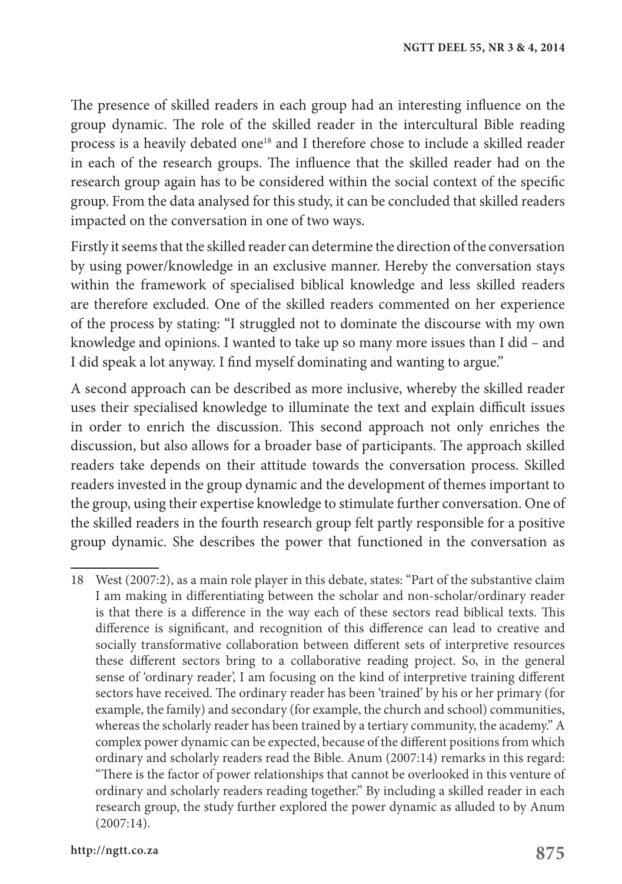The presence of skilled readers in each group had an interesting influence on the group dynamic. The role of the skilled reader in the intercultural Bible reading process is a heavily debated one[18] and I therefore chose to include a skilled reader in each of the research groups. The influence that the skilled reader had on the research group again has to be considered within the social context of the specific group. From the data analysed for this study, it can be concluded that skilled readers impacted on the conversation in one of two ways.

Firstly it seems that the skilled reader can determine the direction of the conversation by using power/knowledge in an exclusive manner. Hereby the conversation stays within the framework of specialised biblical knowledge and less skilled readers are therefore excluded. One of the skilled readers commented on her experience of the process by stating: "I struggled not to dominate the discourse with my own knowledge and opinions. I wanted to take up so many more issues than I did – and I did speak a lot anyway. I find myself dominating and wanting to argue."

A second approach can be described as more inclusive, whereby the skilled reader uses their specialised knowledge to illuminate the text and explain difficult issues in order to enrich the discussion. This second approach not only enriches the discussion, but also allows for a broader base of participants. The approach skilled readers take depends on their attitude towards the conversation process. Skilled readers invested in the group dynamic and the development of themes important to the group, using their expertise knowledge to stimulate further conversation. One of the skilled readers in the fourth research group felt partly responsible for a positive group dynamic. She describes the power that functioned in the conversation as

---

18 West (2007:2), as a main role player in this debate, states: "Part of the substantive claim I am making in differentiating between the scholar and non-scholar/ordinary reader is that there is a difference in the way each of these sectors read biblical texts. This difference is significant, and recognition of this difference can lead to creative and socially transformative collaboration between different sets of interpretive resources these different sectors bring to a collaborative reading project. So, in the general sense of 'ordinary reader', I am focusing on the kind of interpretive training different sectors have received. The ordinary reader has been 'trained' by his or her primary (for example, the family) and secondary (for example, the church and school) communities, whereas the scholarly reader has been trained by a tertiary community, the academy." A complex power dynamic can be expected, because of the different positions from which ordinary and scholarly readers read the Bible. Anum (2007:14) remarks in this regard: "There is the factor of power relationships that cannot be overlooked in this venture of ordinary and scholarly readers reading together." By including a skilled reader in each research group, the study further explored the power dynamic as alluded to by Anum (2007:14).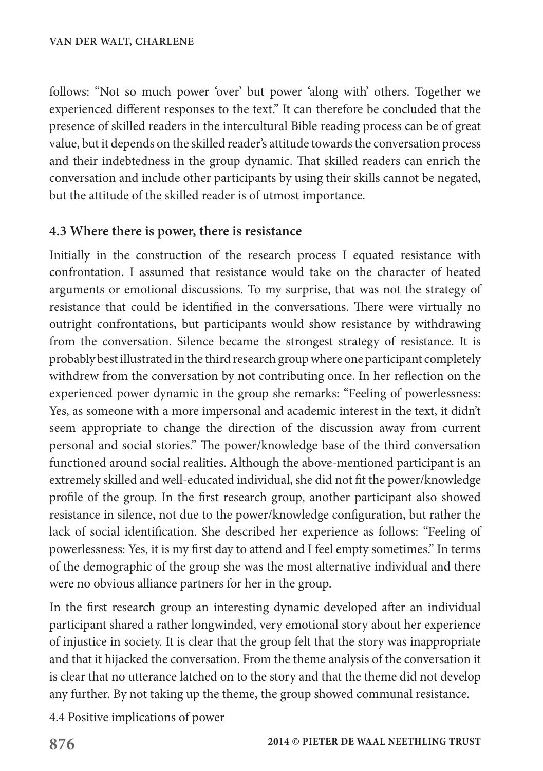follows: "Not so much power 'over' but power 'along with' others. Together we experienced different responses to the text." It can therefore be concluded that the presence of skilled readers in the intercultural Bible reading process can be of great value, but it depends on the skilled reader's attitude towards the conversation process and their indebtedness in the group dynamic. That skilled readers can enrich the conversation and include other participants by using their skills cannot be negated, but the attitude of the skilled reader is of utmost importance.

### 4.3 Where there is power, there is resistance

Initially in the construction of the research process I equated resistance with confrontation. I assumed that resistance would take on the character of heated arguments or emotional discussions. To my surprise, that was not the strategy of resistance that could be identified in the conversations. There were virtually no outright confrontations, but participants would show resistance by withdrawing from the conversation. Silence became the strongest strategy of resistance. It is probably best illustrated in the third research group where one participant completely withdrew from the conversation by not contributing once. In her reflection on the experienced power dynamic in the group she remarks: "Feeling of powerlessness: Yes, as someone with a more impersonal and academic interest in the text, it didn't seem appropriate to change the direction of the discussion away from current personal and social stories." The power/knowledge base of the third conversation functioned around social realities. Although the above-mentioned participant is an extremely skilled and well-educated individual, she did not fit the power/knowledge profile of the group. In the first research group, another participant also showed resistance in silence, not due to the power/knowledge configuration, but rather the lack of social identification. She described her experience as follows: "Feeling of powerlessness: Yes, it is my first day to attend and I feel empty sometimes." In terms of the demographic of the group she was the most alternative individual and there were no obvious alliance partners for her in the group.

In the first research group an interesting dynamic developed after an individual participant shared a rather longwinded, very emotional story about her experience of injustice in society. It is clear that the group felt that the story was inappropriate and that it hijacked the conversation. From the theme analysis of the conversation it is clear that no utterance latched on to the story and that the theme did not develop any further. By not taking up the theme, the group showed communal resistance.

4.4 Positive implications of power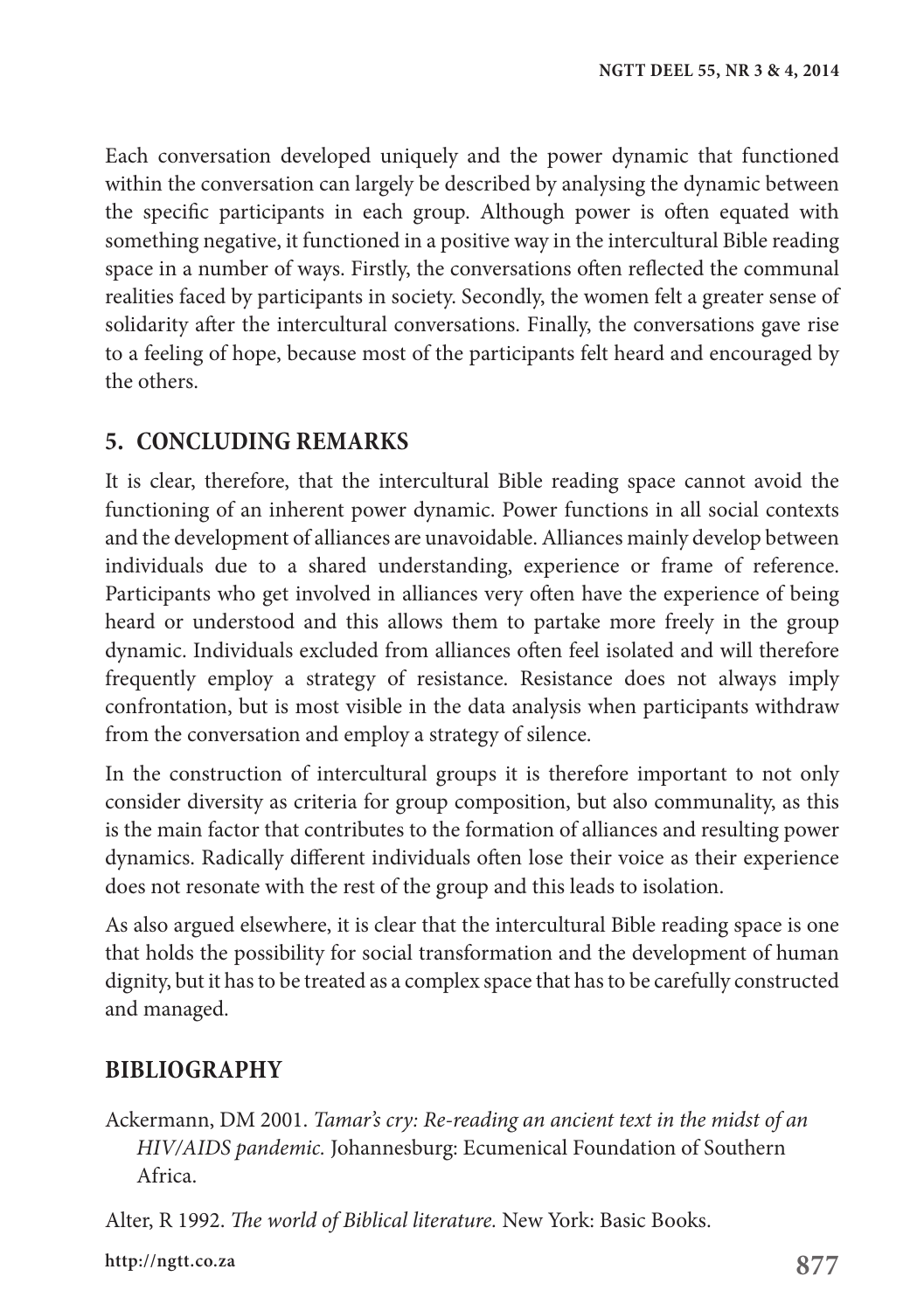Each conversation developed uniquely and the power dynamic that functioned within the conversation can largely be described by analysing the dynamic between the specific participants in each group. Although power is often equated with something negative, it functioned in a positive way in the intercultural Bible reading space in a number of ways. Firstly, the conversations often reflected the communal realities faced by participants in society. Secondly, the women felt a greater sense of solidarity after the intercultural conversations. Finally, the conversations gave rise to a feeling of hope, because most of the participants felt heard and encouraged by the others.

## 5. CONCLUDING REMARKS

It is clear, therefore, that the intercultural Bible reading space cannot avoid the functioning of an inherent power dynamic. Power functions in all social contexts and the development of alliances are unavoidable. Alliances mainly develop between individuals due to a shared understanding, experience or frame of reference. Participants who get involved in alliances very often have the experience of being heard or understood and this allows them to partake more freely in the group dynamic. Individuals excluded from alliances often feel isolated and will therefore frequently employ a strategy of resistance. Resistance does not always imply confrontation, but is most visible in the data analysis when participants withdraw from the conversation and employ a strategy of silence.

In the construction of intercultural groups it is therefore important to not only consider diversity as criteria for group composition, but also communality, as this is the main factor that contributes to the formation of alliances and resulting power dynamics. Radically different individuals often lose their voice as their experience does not resonate with the rest of the group and this leads to isolation.

As also argued elsewhere, it is clear that the intercultural Bible reading space is one that holds the possibility for social transformation and the development of human dignity, but it has to be treated as a complex space that has to be carefully constructed and managed.

## BIBLIOGRAPHY

Ackermann, DM 2001. *Tamar's cry: Re-reading an ancient text in the midst of an HIV/AIDS pandemic.* Johannesburg: Ecumenical Foundation of Southern Africa.

Alter, R 1992. *The world of Biblical literature.* New York: Basic Books.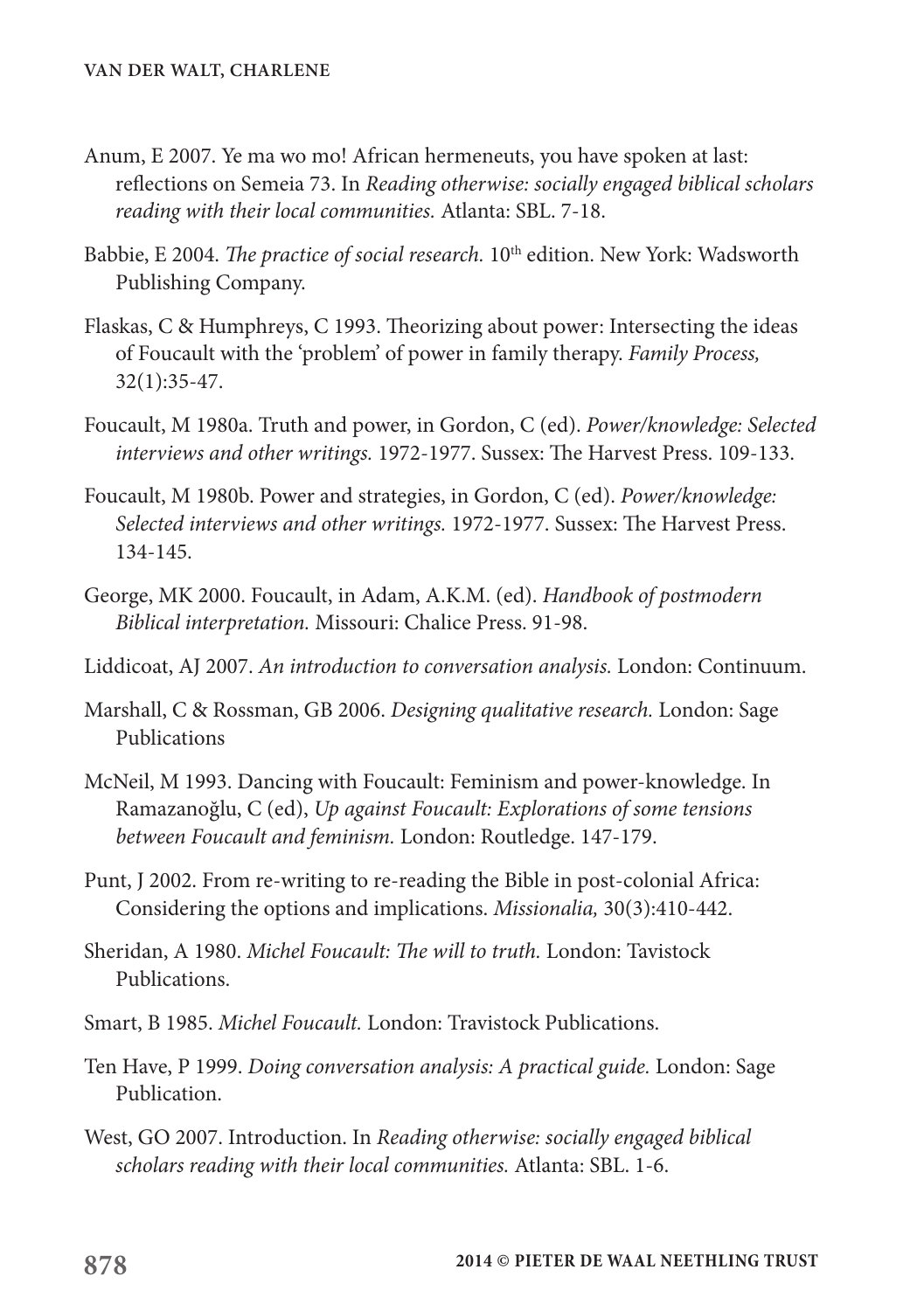Anum, E 2007. Ye ma wo mo! African hermeneuts, you have spoken at last: reflections on Semeia 73. In *Reading otherwise: socially engaged biblical scholars reading with their local communities.* Atlanta: SBL. 7-18.

Babbie, E 2004. *The practice of social research.* 10th edition. New York: Wadsworth Publishing Company.

Flaskas, C & Humphreys, C 1993. Theorizing about power: Intersecting the ideas of Foucault with the 'problem' of power in family therapy. *Family Process,* 32(1):35-47.

Foucault, M 1980a. Truth and power, in Gordon, C (ed). *Power/knowledge: Selected interviews and other writings.* 1972-1977. Sussex: The Harvest Press. 109-133.

Foucault, M 1980b. Power and strategies, in Gordon, C (ed). *Power/knowledge: Selected interviews and other writings.* 1972-1977. Sussex: The Harvest Press. 134-145.

George, MK 2000. Foucault, in Adam, A.K.M. (ed). *Handbook of postmodern Biblical interpretation.* Missouri: Chalice Press. 91-98.

Liddicoat, AJ 2007. *An introduction to conversation analysis.* London: Continuum.

Marshall, C & Rossman, GB 2006. *Designing qualitative research.* London: Sage Publications

McNeil, M 1993. Dancing with Foucault: Feminism and power-knowledge. In Ramazanoğlu, C (ed), *Up against Foucault: Explorations of some tensions between Foucault and feminism.* London: Routledge. 147-179.

Punt, J 2002. From re-writing to re-reading the Bible in post-colonial Africa: Considering the options and implications. *Missionalia,* 30(3):410-442.

Sheridan, A 1980. *Michel Foucault: The will to truth.* London: Tavistock Publications.

Smart, B 1985. *Michel Foucault.* London: Travistock Publications.

Ten Have, P 1999. *Doing conversation analysis: A practical guide.* London: Sage Publication.

West, GO 2007. Introduction. In *Reading otherwise: socially engaged biblical scholars reading with their local communities.* Atlanta: SBL. 1-6.